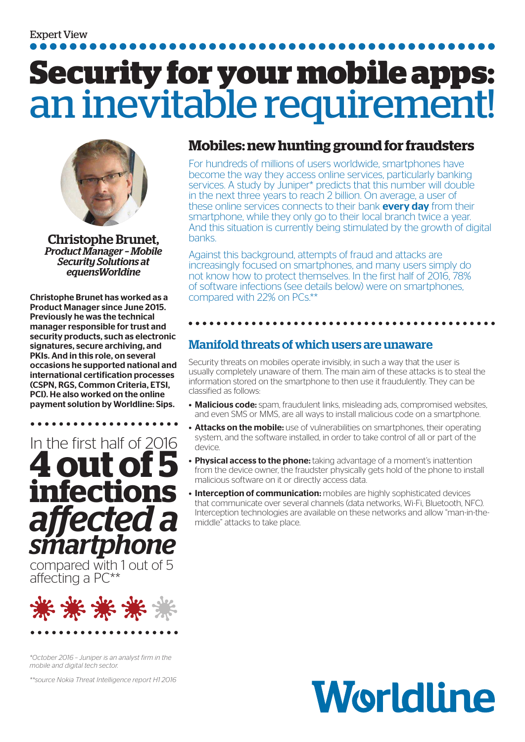Expert View

# Security for your mobile apps: an inevitable requirement!

**Christophe Brunet,**
***Product Manager – Mobile Security Solutions at equensWorldine***

**Christophe Brunet has worked as a Product Manager since June 2015. Previously he was the technical manager responsible for trust and security products, such as electronic signatures, secure archiving, and PKIs. And in this role, on several occasions he supported national and international certification processes (CSPN, RGS, Common Criteria, ETSI, PCI). He also worked on the online payment solution by Worldline: Sips.**

In the first half of 2016
**4 out of 5 infections *affected a smartphone***
compared with 1 out of 5 affecting a PC**

## Mobiles: new hunting ground for fraudsters

For hundreds of millions of users worldwide, smartphones have become the way they access online services, particularly banking services. A study by Juniper* predicts that this number will double in the next three years to reach 2 billion. On average, a user of these online services connects to their bank **every day** from their smartphone, while they only go to their local branch twice a year. And this situation is currently being stimulated by the growth of digital banks.

Against this background, attempts of fraud and attacks are increasingly focused on smartphones, and many users simply do not know how to protect themselves. In the first half of 2016, 78% of software infections (see details below) were on smartphones, compared with 22% on PCs.**

## Manifold threats of which users are unaware

Security threats on mobiles operate invisibly, in such a way that the user is usually completely unaware of them. The main aim of these attacks is to steal the information stored on the smartphone to then use it fraudulently. They can be classified as follows:

- **Malicious code:** spam, fraudulent links, misleading ads, compromised websites, and even SMS or MMS, are all ways to install malicious code on a smartphone.
- **Attacks on the mobile:** use of vulnerabilities on smartphones, their operating system, and the software installed, in order to take control of all or part of the device.
- **Physical access to the phone:** taking advantage of a moment's inattention from the device owner, the fraudster physically gets hold of the phone to install malicious software on it or directly access data.
- **Interception of communication:** mobiles are highly sophisticated devices that communicate over several channels (data networks, Wi-Fi, Bluetooth, NFC). Interception technologies are available on these networks and allow "man-in-the-middle" attacks to take place.

*\*October 2016 – Juniper is an analyst firm in the mobile and digital tech sector.*

*\*\*source Nokia Threat Intelligence report H1 2016*

Worldline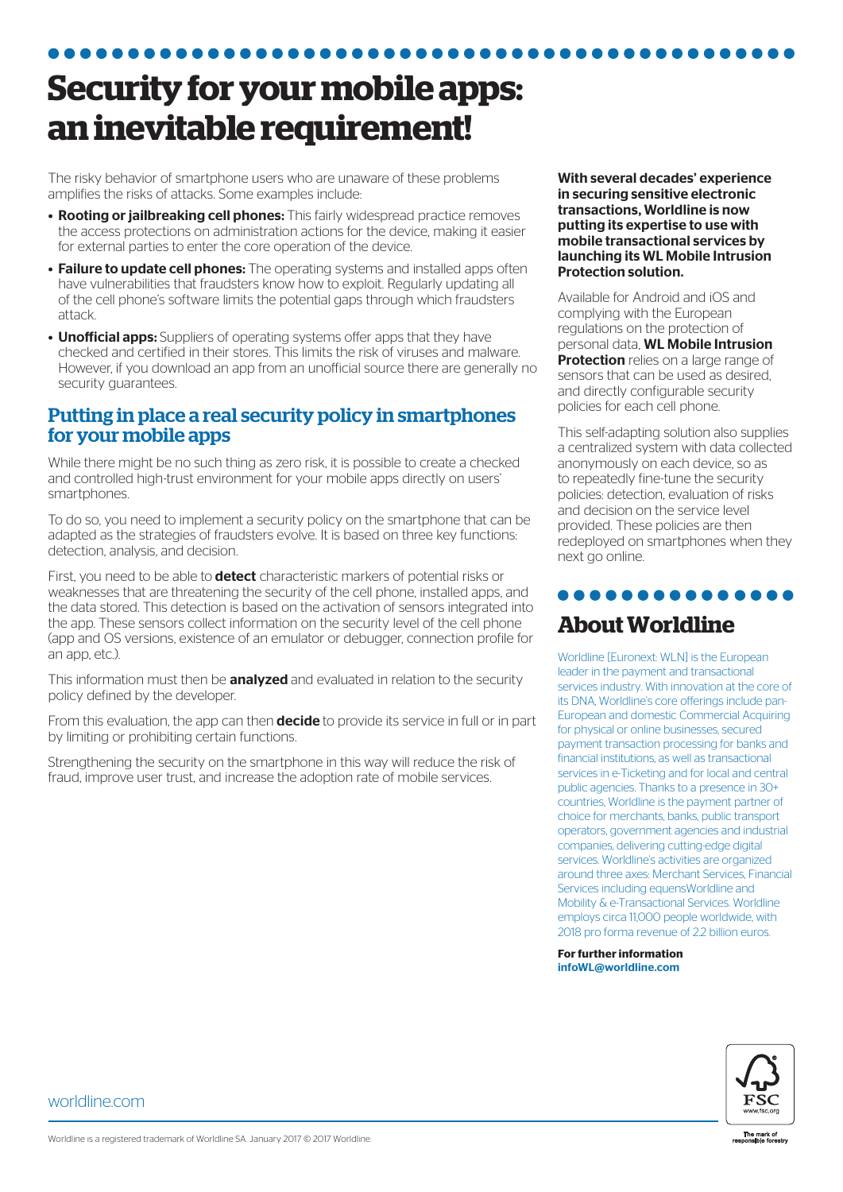# Security for your mobile apps: an inevitable requirement!

The risky behavior of smartphone users who are unaware of these problems amplifies the risks of attacks. Some examples include:

- **Rooting or jailbreaking cell phones:** This fairly widespread practice removes the access protections on administration actions for the device, making it easier for external parties to enter the core operation of the device.
- **Failure to update cell phones:** The operating systems and installed apps often have vulnerabilities that fraudsters know how to exploit. Regularly updating all of the cell phone's software limits the potential gaps through which fraudsters attack.
- **Unofficial apps:** Suppliers of operating systems offer apps that they have checked and certified in their stores. This limits the risk of viruses and malware. However, if you download an app from an unofficial source there are generally no security guarantees.

## Putting in place a real security policy in smartphones for your mobile apps

While there might be no such thing as zero risk, it is possible to create a checked and controlled high-trust environment for your mobile apps directly on users' smartphones.

To do so, you need to implement a security policy on the smartphone that can be adapted as the strategies of fraudsters evolve. It is based on three key functions: detection, analysis, and decision.

First, you need to be able to **detect** characteristic markers of potential risks or weaknesses that are threatening the security of the cell phone, installed apps, and the data stored. This detection is based on the activation of sensors integrated into the app. These sensors collect information on the security level of the cell phone (app and OS versions, existence of an emulator or debugger, connection profile for an app, etc.).

This information must then be **analyzed** and evaluated in relation to the security policy defined by the developer.

From this evaluation, the app can then **decide** to provide its service in full or in part by limiting or prohibiting certain functions.

Strengthening the security on the smartphone in this way will reduce the risk of fraud, improve user trust, and increase the adoption rate of mobile services.

**With several decades' experience in securing sensitive electronic transactions, Worldline is now putting its expertise to use with mobile transactional services by launching its WL Mobile Intrusion Protection solution.**

Available for Android and iOS and complying with the European regulations on the protection of personal data, **WL Mobile Intrusion Protection** relies on a large range of sensors that can be used as desired, and directly configurable security policies for each cell phone.

This self-adapting solution also supplies a centralized system with data collected anonymously on each device, so as to repeatedly fine-tune the security policies: detection, evaluation of risks and decision on the service level provided. These policies are then redeployed on smartphones when they next go online.

## About Worldline

Worldline [Euronext: WLN] is the European leader in the payment and transactional services industry. With innovation at the core of its DNA, Worldline's core offerings include pan-European and domestic Commercial Acquiring for physical or online businesses, secured payment transaction processing for banks and financial institutions, as well as transactional services in e-Ticketing and for local and central public agencies. Thanks to a presence in 30+ countries, Worldline is the payment partner of choice for merchants, banks, public transport operators, government agencies and industrial companies, delivering cutting-edge digital services. Worldline's activities are organized around three axes: Merchant Services, Financial Services including equensWorldline and Mobility & e-Transactional Services. Worldline employs circa 11,000 people worldwide, with 2018 pro forma revenue of 2.2 billion euros.

**For further information**
**infoWL@worldline.com**

worldline.com

Worldline is a registered trademark of Worldline SA. January 2017 © 2017 Worldline.